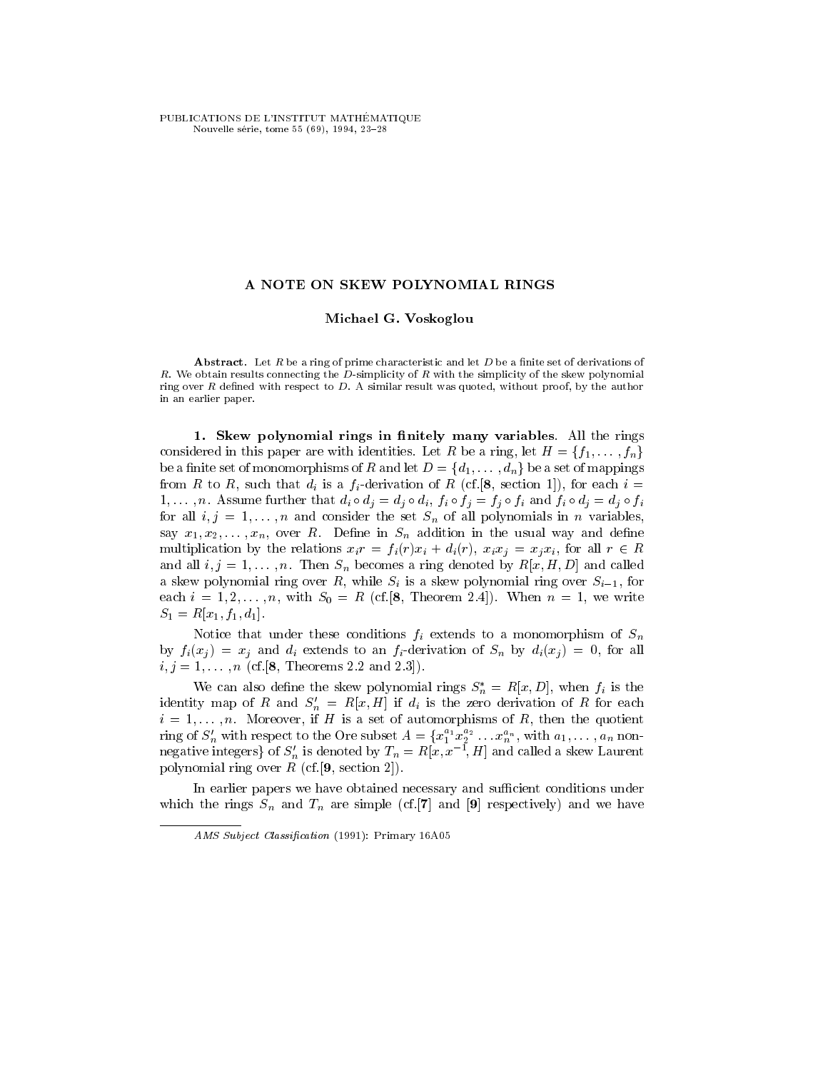# A NOTE ON SKEW POLYNOMIAL RINGS

**Michael G. Voskoglou**

**Abstract.** Let $R$ be a ring of prime characteristic and let $D$ be a finite set of derivations of $R$. We obtain results connecting the $D$-simplicity of $R$ with the simplicity of the skew polynomial ring over $R$ defined with respect to $D$. A similar result was quoted, without proof, by the author in an earlier paper.

**1. Skew polynomial rings in finitely many variables**. All the rings considered in this paper are with identities. Let $R$ be a ring, let $H = \{f_1, \dots, f_n\}$ be a finite set of monomorphisms of $R$ and let $D = \{d_1, \dots, d_n\}$ be a set of mappings from $R$ to $R$, such that $d_i$ is a $f_i$-derivation of $R$ (cf.[**8**, section 1]), for each $i = 1, \dots, n$. Assume further that $d_i \circ d_j = d_j \circ d_i$, $f_i \circ f_j = f_j \circ f_i$ and $f_i \circ d_j = d_j \circ f_i$ for all $i, j = 1, \dots, n$ and consider the set $S_n$ of all polynomials in $n$ variables, say $x_1, x_2, \dots, x_n$, over $R$. Define in $S_n$ addition in the usual way and define multiplication by the relations $x_i r = f_i(r)x_i + d_i(r)$, $x_i x_j = x_j x_i$, for all $r \in R$ and all $i, j = 1, \dots, n$. Then $S_n$ becomes a ring denoted by $R[x, H, D]$ and called a skew polynomial ring over $R$, while $S_i$ is a skew polynomial ring over $S_{i-1}$, for each $i = 1, 2, \dots, n$, with $S_0 = R$ (cf.[**8**, Theorem 2.4]). When $n = 1$, we write $S_1 = R[x_1, f_1, d_1]$.

Notice that under these conditions $f_i$ extends to a monomorphism of $S_n$ by $f_i(x_j) = x_j$ and $d_i$ extends to an $f_i$-derivation of $S_n$ by $d_i(x_j) = 0$, for all $i, j = 1, \dots, n$ (cf.[**8**, Theorems 2.2 and 2.3]).

We can also define the skew polynomial rings $S_n^* = R[x, D]$, when $f_i$ is the identity map of $R$ and $S_n' = R[x, H]$ if $d_i$ is the zero derivation of $R$ for each $i = 1, \dots, n$. Moreover, if $H$ is a set of automorphisms of $R$, then the quotient ring of $S_n'$ with respect to the Ore subset $A = \{x_1^{a_1} x_2^{a_2} \dots x_n^{a_n}$, with $a_1, \dots, a_n$ non-negative integers$\}$ of $S_n'$ is denoted by $T_n = R[x, x^{-1}, H]$ and called a skew Laurent polynomial ring over $R$ (cf.[**9**, section 2]).

In earlier papers we have obtained necessary and sufficient conditions under which the rings $S_n$ and $T_n$ are simple (cf.[**7**] and [**9**] respectively) and we have

*AMS Subject Classification* (1991): Primary 16A05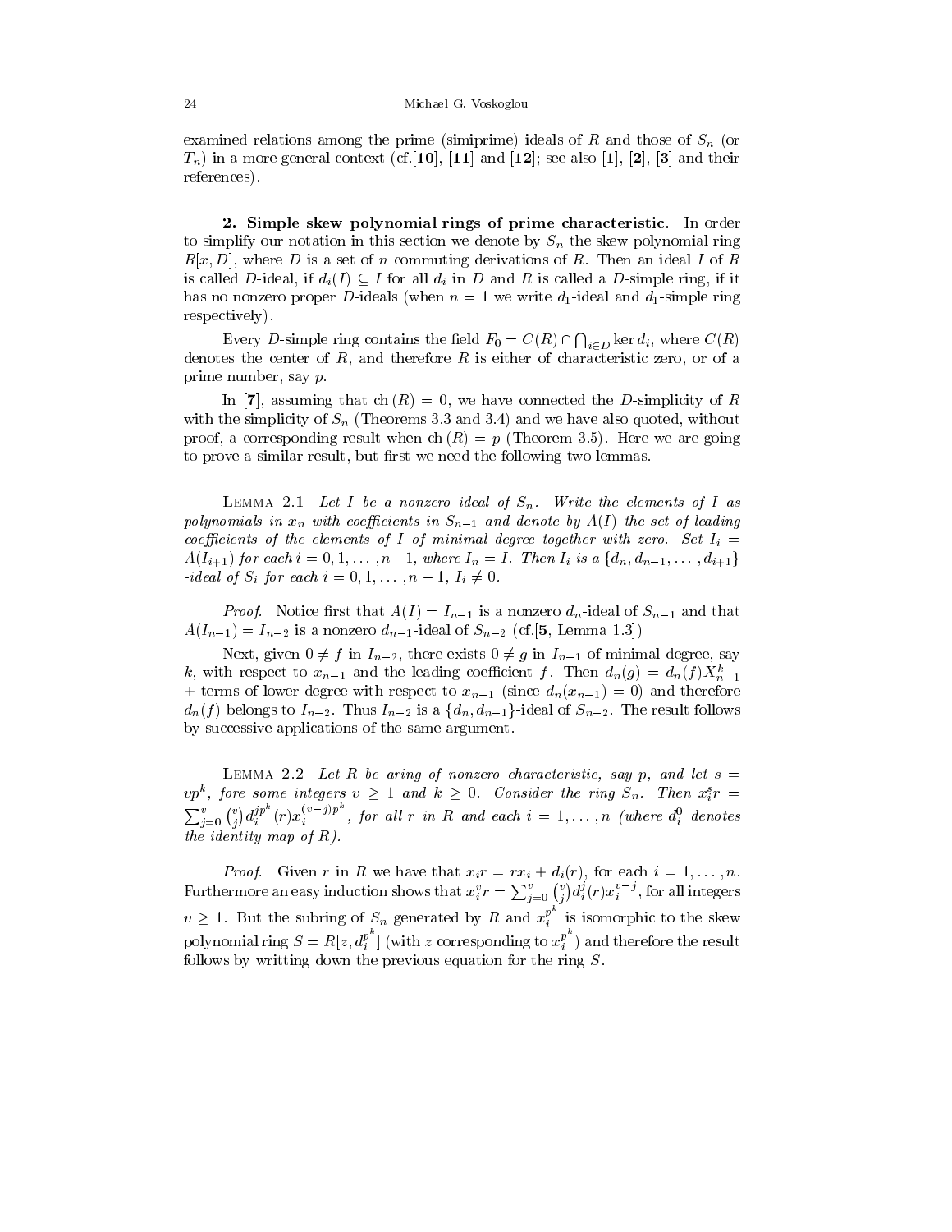examined relations among the prime (simiprime) ideals of $R$ and those of $S_n$ (or $T_n$) in a more general context (cf.[**10**], [**11**] and [**12**]; see also [**1**], [**2**], [**3**] and their references).

**2. Simple skew polynomial rings of prime characteristic**. In order to simplify our notation in this section we denote by $S_n$ the skew polynomial ring $R[x, D]$, where $D$ is a set of $n$ commuting derivations of $R$. Then an ideal $I$ of $R$ is called $D$-ideal, if $d_i(I) \subseteq I$ for all $d_i$ in $D$ and $R$ is called a $D$-simple ring, if it has no nonzero proper $D$-ideals (when $n = 1$ we write $d_1$-ideal and $d_1$-simple ring respectively).

Every $D$-simple ring contains the field $F_0 = C(R) \cap \bigcap_{i \in D} \ker d_i$, where $C(R)$ denotes the center of $R$, and therefore $R$ is either of characteristic zero, or of a prime number, say $p$.

In [**7**], assuming that $\mathrm{ch}\,(R) = 0$, we have connected the $D$-simplicity of $R$ with the simplicity of $S_n$ (Theorems 3.3 and 3.4) and we have also quoted, without proof, a corresponding result when $\mathrm{ch}\,(R) = p$ (Theorem 3.5). Here we are going to prove a similar result, but first we need the following two lemmas.

Lemma 2.1 *Let $I$ be a nonzero ideal of $S_n$. Write the elements of $I$ as polynomials in $x_n$ with coefficients in $S_{n-1}$ and denote by $A(I)$ the set of leading coefficients of the elements of $I$ of minimal degree together with zero. Set $I_i = A(I_{i+1})$ for each $i = 0, 1, \ldots, n-1$, where $I_n = I$. Then $I_i$ is a $\{d_n, d_{n-1}, \ldots, d_{i+1}\}$-ideal of $S_i$ for each $i = 0, 1, \ldots, n-1$, $I_i \neq 0$.*

*Proof*. Notice first that $A(I) = I_{n-1}$ is a nonzero $d_n$-ideal of $S_{n-1}$ and that $A(I_{n-1}) = I_{n-2}$ is a nonzero $d_{n-1}$-ideal of $S_{n-2}$ (cf.[**5**, Lemma 1.3])

Next, given $0 \neq f$ in $I_{n-2}$, there exists $0 \neq g$ in $I_{n-1}$ of minimal degree, say $k$, with respect to $x_{n-1}$ and the leading coefficient $f$. Then $d_n(g) = d_n(f)X_{n-1}^k$ + terms of lower degree with respect to $x_{n-1}$ (since $d_n(x_{n-1}) = 0$) and therefore $d_n(f)$ belongs to $I_{n-2}$. Thus $I_{n-2}$ is a $\{d_n, d_{n-1}\}$-ideal of $S_{n-2}$. The result follows by successive applications of the same argument.

Lemma 2.2 *Let $R$ be aring of nonzero characteristic, say $p$, and let $s = vp^k$, fore some integers $v \geq 1$ and $k \geq 0$. Consider the ring $S_n$. Then $x_i^s r = \sum_{j=0}^{v} \binom{v}{j} d_i^{jp^k}(r) x_i^{(v-j)p^k}$, for all $r$ in $R$ and each $i = 1, \ldots, n$ (where $d_i^0$ denotes the identity map of $R$).*

*Proof*. Given $r$ in $R$ we have that $x_i r = r x_i + d_i(r)$, for each $i = 1, \ldots, n$. Furthermore an easy induction shows that $x_i^v r = \sum_{j=0}^{v} \binom{v}{j} d_i^j(r) x_i^{v-j}$, for all integers $v \geq 1$. But the subring of $S_n$ generated by $R$ and $x_i^{p^k}$ is isomorphic to the skew polynomial ring $S = R[z, d_i^{p^k}]$ (with $z$ corresponding to $x_i^{p^k}$) and therefore the result follows by writting down the previous equation for the ring $S$.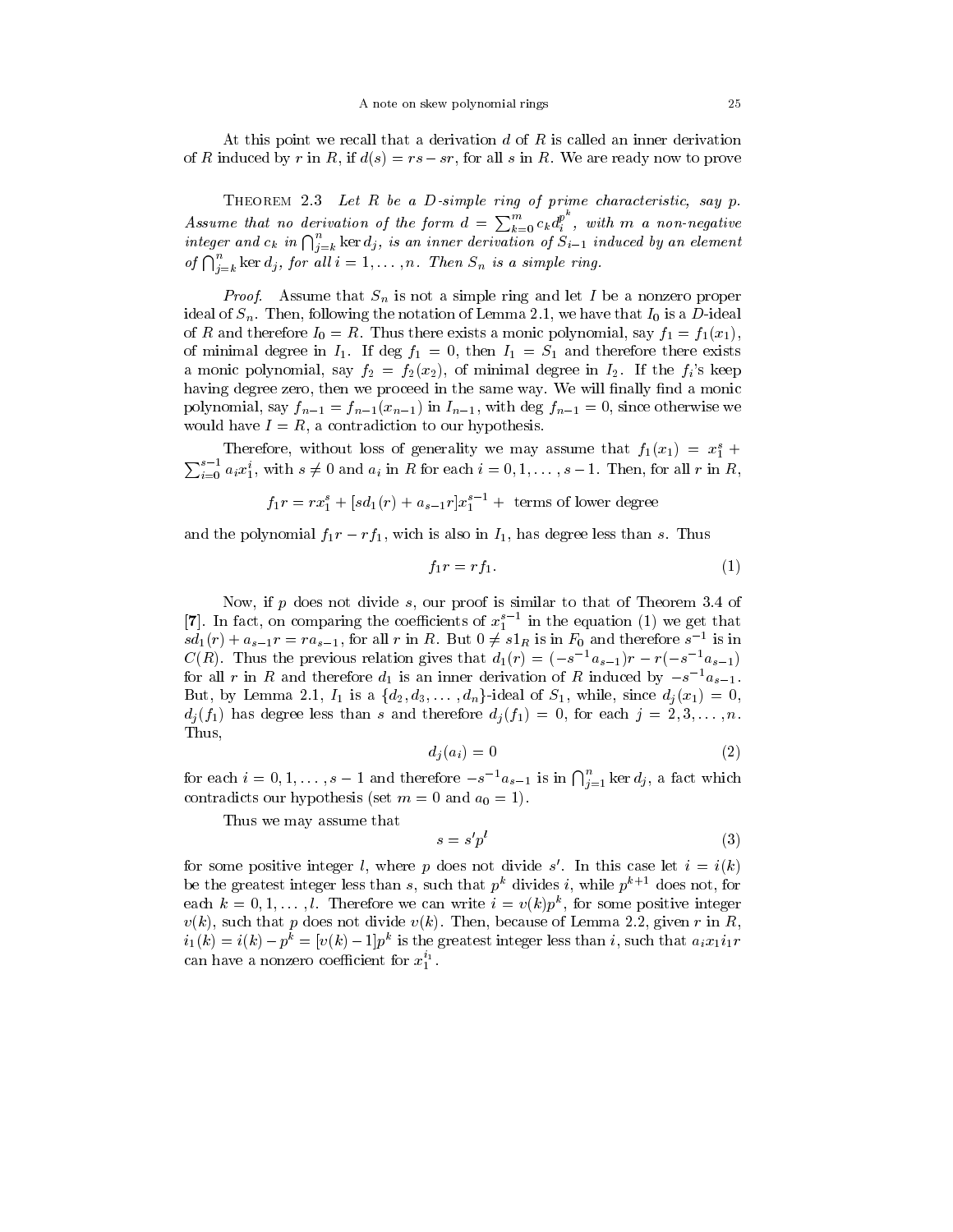At this point we recall that a derivation $d$ of $R$ is called an inner derivation of $R$ induced by $r$ in $R$, if $d(s) = rs - sr$, for all $s$ in $R$. We are ready now to prove

**Theorem 2.3** *Let $R$ be a $D$-simple ring of prime characteristic, say $p$. Assume that no derivation of the form $d = \sum_{k=0}^{m} c_k d_i^{p^k}$, with $m$ a non-negative integer and $c_k$ in $\bigcap_{j=k}^{n} \ker d_j$, is an inner derivation of $S_{i-1}$ induced by an element of $\bigcap_{j=k}^{n} \ker d_j$, for all $i = 1, \ldots, n$. Then $S_n$ is a simple ring.*

*Proof.* Assume that $S_n$ is not a simple ring and let $I$ be a nonzero proper ideal of $S_n$. Then, following the notation of Lemma 2.1, we have that $I_0$ is a $D$-ideal of $R$ and therefore $I_0 = R$. Thus there exists a monic polynomial, say $f_1 = f_1(x_1)$, of minimal degree in $I_1$. If $\deg f_1 = 0$, then $I_1 = S_1$ and therefore there exists a monic polynomial, say $f_2 = f_2(x_2)$, of minimal degree in $I_2$. If the $f_i$'s keep having degree zero, then we proceed in the same way. We will finally find a monic polynomial, say $f_{n-1} = f_{n-1}(x_{n-1})$ in $I_{n-1}$, with $\deg f_{n-1} = 0$, since otherwise we would have $I = R$, a contradiction to our hypothesis.

Therefore, without loss of generality we may assume that $f_1(x_1) = x_1^s + \sum_{i=0}^{s-1} a_i x_1^i$, with $s \neq 0$ and $a_i$ in $R$ for each $i = 0, 1, \ldots, s-1$. Then, for all $r$ in $R$,

$$f_1 r = r x_1^s + [s d_1(r) + a_{s-1} r] x_1^{s-1} + \text{ terms of lower degree}$$

and the polynomial $f_1 r - r f_1$, wich is also in $I_1$, has degree less than $s$. Thus

$$f_1 r = r f_1. \tag{1}$$

Now, if $p$ does not divide $s$, our proof is similar to that of Theorem 3.4 of [**7**]. In fact, on comparing the coefficients of $x_1^{s-1}$ in the equation (1) we get that $s d_1(r) + a_{s-1} r = r a_{s-1}$, for all $r$ in $R$. But $0 \neq s 1_R$ is in $F_0$ and therefore $s^{-1}$ is in $C(R)$. Thus the previous relation gives that $d_1(r) = (-s^{-1} a_{s-1}) r - r(-s^{-1} a_{s-1})$ for all $r$ in $R$ and therefore $d_1$ is an inner derivation of $R$ induced by $-s^{-1} a_{s-1}$. But, by Lemma 2.1, $I_1$ is a $\{d_2, d_3, \ldots, d_n\}$-ideal of $S_1$, while, since $d_j(x_1) = 0$, $d_j(f_1)$ has degree less than $s$ and therefore $d_j(f_1) = 0$, for each $j = 2, 3, \ldots, n$. Thus,

$$d_j(a_i) = 0 \tag{2}$$

for each $i = 0, 1, \ldots, s-1$ and therefore $-s^{-1} a_{s-1}$ is in $\bigcap_{j=1}^{n} \ker d_j$, a fact which contradicts our hypothesis (set $m = 0$ and $a_0 = 1$).

Thus we may assume that

$$s = s' p^l \tag{3}$$

for some positive integer $l$, where $p$ does not divide $s'$. In this case let $i = i(k)$ be the greatest integer less than $s$, such that $p^k$ divides $i$, while $p^{k+1}$ does not, for each $k = 0, 1, \ldots, l$. Therefore we can write $i = v(k) p^k$, for some positive integer $v(k)$, such that $p$ does not divide $v(k)$. Then, because of Lemma 2.2, given $r$ in $R$, $i_1(k) = i(k) - p^k = [v(k) - 1] p^k$ is the greatest integer less than $i$, such that $a_i x_1 i_1 r$ can have a nonzero coefficient for $x_1^{i_1}$.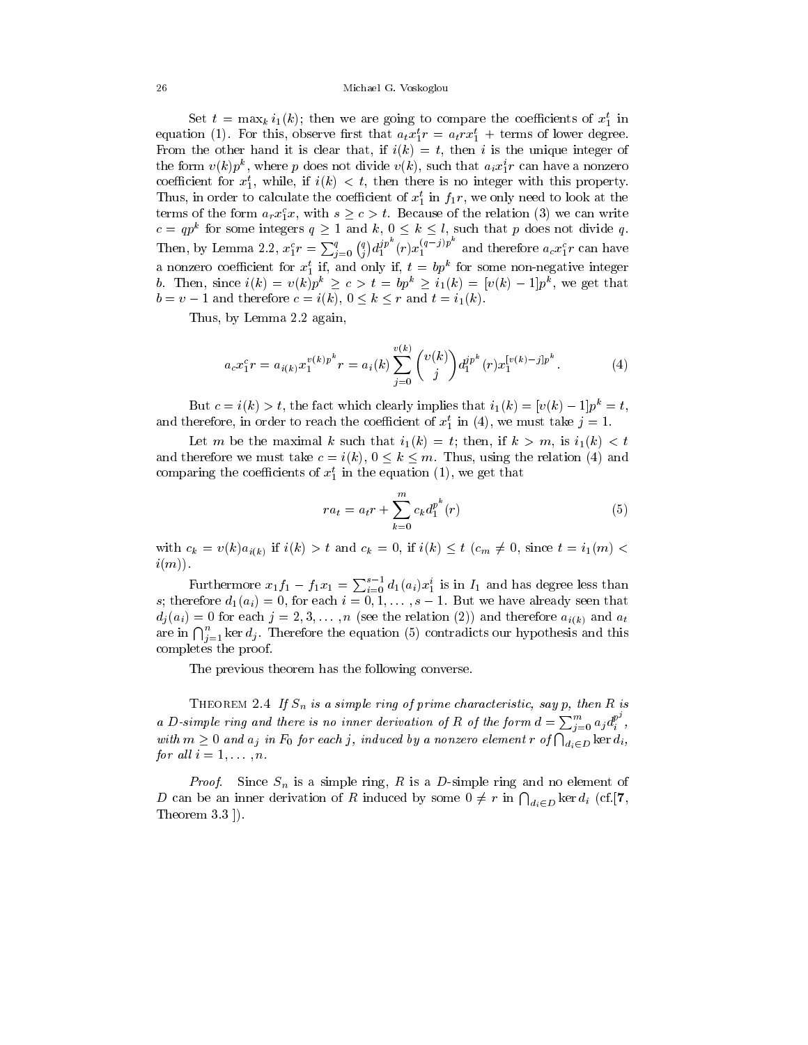Set $t = \max_k i_1(k)$; then we are going to compare the coefficients of $x_1^t$ in equation (1). For this, observe first that $a_t x_1^t r = a_t r x_1^t$ + terms of lower degree. From the other hand it is clear that, if $i(k) = t$, then $i$ is the unique integer of the form $v(k)p^k$, where $p$ does not divide $v(k)$, such that $a_i x_1^i r$ can have a nonzero coefficient for $x_1^t$, while, if $i(k) < t$, then there is no integer with this property. Thus, in order to calculate the coefficient of $x_1^t$ in $f_1 r$, we only need to look at the terms of the form $a_r x_1^c x$, with $s \geq c > t$. Because of the relation (3) we can write $c = qp^k$ for some integers $q \geq 1$ and $k$, $0 \leq k \leq l$, such that $p$ does not divide $q$. Then, by Lemma 2.2, $x_1^c r = \sum_{j=0}^{q} \binom{q}{j} d_1^{jp^k}(r) x_1^{(q-j)p^k}$ and therefore $a_c x_1^c r$ can have a nonzero coefficient for $x_1^t$ if, and only if, $t = bp^k$ for some non-negative integer $b$. Then, since $i(k) = v(k)p^k \geq c > t = bp^k \geq i_1(k) = [v(k)-1]p^k$, we get that $b = v - 1$ and therefore $c = i(k)$, $0 \leq k \leq r$ and $t = i_1(k)$.

Thus, by Lemma 2.2 again,

$$a_c x_1^c r = a_{i(k)} x_1^{v(k)p^k} r = a_i(k) \sum_{j=0}^{v(k)} \binom{v(k)}{j} d_1^{jp^k}(r) x_1^{[v(k)-j]p^k}. \tag{4}$$

But $c = i(k) > t$, the fact which clearly implies that $i_1(k) = [v(k)-1]p^k = t$, and therefore, in order to reach the coefficient of $x_1^t$ in (4), we must take $j = 1$.

Let $m$ be the maximal $k$ such that $i_1(k) = t$; then, if $k > m$, is $i_1(k) < t$ and therefore we must take $c = i(k)$, $0 \leq k \leq m$. Thus, using the relation (4) and comparing the coefficients of $x_1^t$ in the equation (1), we get that

$$ra_t = a_t r + \sum_{k=0}^{m} c_k d_1^{p^k}(r) \tag{5}$$

with $c_k = v(k)a_{i(k)}$ if $i(k) > t$ and $c_k = 0$, if $i(k) \leq t$ ($c_m \neq 0$, since $t = i_1(m) < i(m)$).

Furthermore $x_1 f_1 - f_1 x_1 = \sum_{i=0}^{s-1} d_1(a_i) x_1^i$ is in $I_1$ and has degree less than $s$; therefore $d_1(a_i) = 0$, for each $i = 0, 1, \ldots, s-1$. But we have already seen that $d_j(a_i) = 0$ for each $j = 2, 3, \ldots, n$ (see the relation (2)) and therefore $a_{i(k)}$ and $a_t$ are in $\bigcap_{j=1}^{n} \ker d_j$. Therefore the equation (5) contradicts our hypothesis and this completes the proof.

The previous theorem has the following converse.

THEOREM 2.4 *If $S_n$ is a simple ring of prime characteristic, say $p$, then $R$ is a $D$-simple ring and there is no inner derivation of $R$ of the form $d = \sum_{j=0}^{m} a_j d_i^{p^j}$, with $m \geq 0$ and $a_j$ in $F_0$ for each $j$, induced by a nonzero element $r$ of $\bigcap_{d_i \in D} \ker d_i$, for all $i = 1, \ldots, n$.*

*Proof.* Since $S_n$ is a simple ring, $R$ is a $D$-simple ring and no element of $D$ can be an inner derivation of $R$ induced by some $0 \neq r$ in $\bigcap_{d_i \in D} \ker d_i$ (cf.[**7**, Theorem 3.3 ]).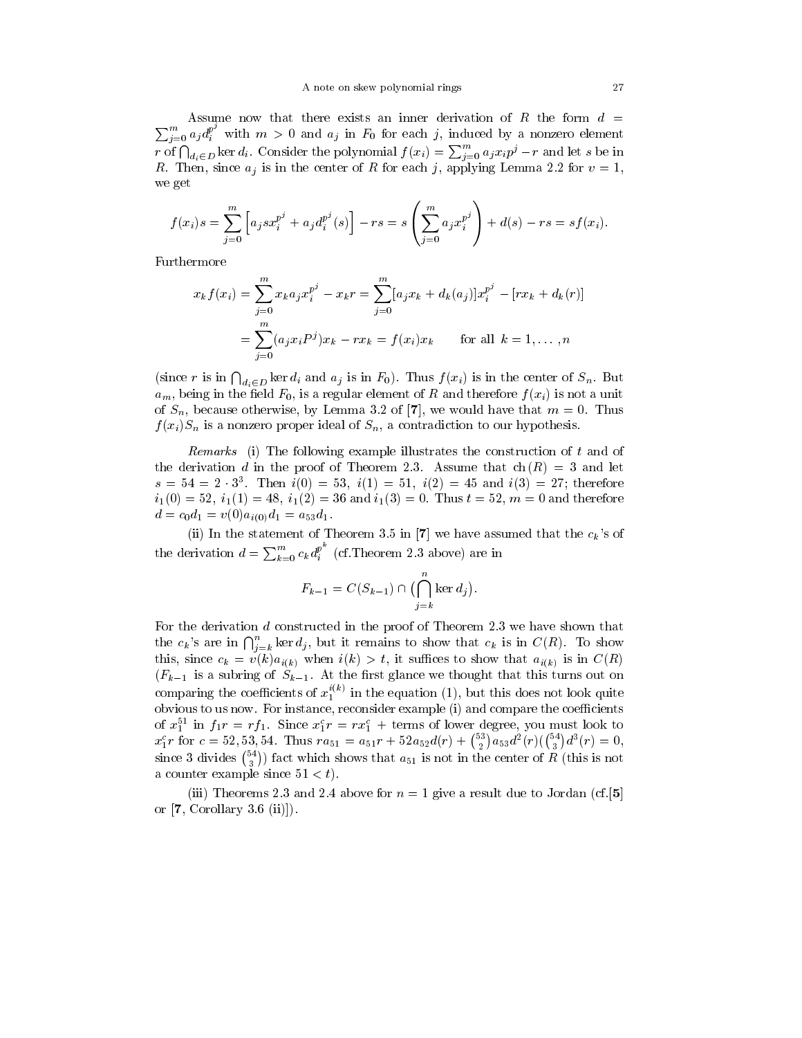Assume now that there exists an inner derivation of $R$ the form $d = \sum_{j=0}^{m} a_j d_i^{p^j}$ with $m > 0$ and $a_j$ in $F_0$ for each $j$, induced by a nonzero element $r$ of $\bigcap_{d_i \in D} \ker d_i$. Consider the polynomial $f(x_i) = \sum_{j=0}^{m} a_j x_i p^j - r$ and let $s$ be in $R$. Then, since $a_j$ is in the center of $R$ for each $j$, applying Lemma 2.2 for $v = 1$, we get

$$f(x_i)s = \sum_{j=0}^{m} \left[ a_j s x_i^{p^j} + a_j d_i^{p^j}(s) \right] - rs = s \left( \sum_{j=0}^{m} a_j x_i^{p^j} \right) + d(s) - rs = s f(x_i).$$

Furthermore

$$\begin{aligned} x_k f(x_i) &= \sum_{j=0}^{m} x_k a_j x_i^{p^j} - x_k r = \sum_{j=0}^{m} [a_j x_k + d_k(a_j)] x_i^{p^j} - [r x_k + d_k(r)] \\ &= \sum_{j=0}^{m} (a_j x_i P^j) x_k - r x_k = f(x_i) x_k \qquad \text{for all } k = 1, \dots, n \end{aligned}$$

(since $r$ is in $\bigcap_{d_i \in D} \ker d_i$ and $a_j$ is in $F_0$). Thus $f(x_i)$ is in the center of $S_n$. But $a_m$, being in the field $F_0$, is a regular element of $R$ and therefore $f(x_i)$ is not a unit of $S_n$, because otherwise, by Lemma 3.2 of [**7**], we would have that $m = 0$. Thus $f(x_i)S_n$ is a nonzero proper ideal of $S_n$, a contradiction to our hypothesis.

*Remarks* (i) The following example illustrates the construction of $t$ and of the derivation $d$ in the proof of Theorem 2.3. Assume that $\mathrm{ch}(R) = 3$ and let $s = 54 = 2 \cdot 3^3$. Then $i(0) = 53$, $i(1) = 51$, $i(2) = 45$ and $i(3) = 27$; therefore $i_1(0) = 52$, $i_1(1) = 48$, $i_1(2) = 36$ and $i_1(3) = 0$. Thus $t = 52$, $m = 0$ and therefore $d = c_0 d_1 = v(0) a_{i(0)} d_1 = a_{53} d_1$.

(ii) In the statement of Theorem 3.5 in [**7**] we have assumed that the $c_k$'s of the derivation $d = \sum_{k=0}^{m} c_k d_i^{p^k}$ (cf.Theorem 2.3 above) are in

$$F_{k-1} = C(S_{k-1}) \cap \big( \bigcap_{j=k}^{n} \ker d_j \big).$$

For the derivation $d$ constructed in the proof of Theorem 2.3 we have shown that the $c_k$'s are in $\bigcap_{j=k}^{n} \ker d_j$, but it remains to show that $c_k$ is in $C(R)$. To show this, since $c_k = v(k) a_{i(k)}$ when $i(k) > t$, it suffices to show that $a_{i(k)}$ is in $C(R)$ ($F_{k-1}$ is a subring of $S_{k-1}$. At the first glance we thought that this turns out on comparing the coefficients of $x_1^{i(k)}$ in the equation (1), but this does not look quite obvious to us now. For instance, reconsider example (i) and compare the coefficients of $x_1^{51}$ in $f_1 r = r f_1$. Since $x_1^c r = r x_1^c +$ terms of lower degree, you must look to $x_1^c r$ for $c = 52, 53, 54$. Thus $r a_{51} = a_{51} r + 52 a_{52} d(r) + \binom{53}{2} a_{53} d^2(r) (\binom{54}{3} d^3(r) = 0$, since 3 divides $\binom{54}{3}$) fact which shows that $a_{51}$ is not in the center of $R$ (this is not a counter example since $51 < t$).

(iii) Theorems 2.3 and 2.4 above for $n = 1$ give a result due to Jordan (cf.[**5**] or [**7**, Corollary 3.6 (ii)]).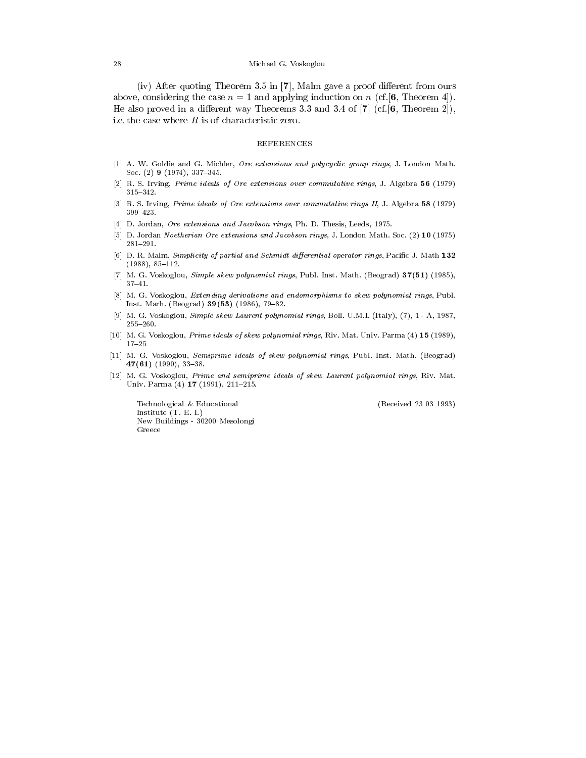(iv) After quoting Theorem 3.5 in [**7**], Malm gave a proof different from ours above, considering the case $n = 1$ and applying induction on $n$ (cf.[**6**, Theorem 4]). He also proved in a different way Theorems 3.3 and 3.4 of [**7**] (cf.[**6**, Theorem 2]), i.e. the case where $R$ is of characteristic zero.

## REFERENCES

[1] A. W. Goldie and G. Michler, *Ore extensions and polycyclic group rings*, J. London Math. Soc. (2) **9** (1974), 337–345.

[2] R. S. Irving, *Prime ideals of Ore extensions over commutative rings*, J. Algebra **56** (1979) 315–342.

[3] R. S. Irving, *Prime ideals of Ore extensions over commutative rings II*, J. Algebra **58** (1979) 399–423.

[4] D. Jordan, *Ore extensions and Jacobson rings*, Ph. D. Thesis, Leeds, 1975.

[5] D. Jordan *Noetherian Ore extensions and Jacobson rings*, J. London Math. Soc. (2) **10** (1975) 281–291.

[6] D. R. Malm, *Simplicity of partial and Schmidt differential operator rings*, Pacific J. Math **132** (1988), 85–112.

[7] M. G. Voskoglou, *Simple skew polynomial rings*, Publ. Inst. Math. (Beograd) **37(51)** (1985), 37–41.

[8] M. G. Voskoglou, *Extending derivations and endomorphisms to skew polynomial rings*, Publ. Inst. Marh. (Beograd) **39(53)** (1986), 79–82.

[9] M. G. Voskoglou, *Simple skew Laurent polynomial rings*, Boll. U.M.I. (Italy), (7), 1 - A, 1987, 255–260.

[10] M. G. Voskoglou, *Prime ideals of skew polynomial rings*, Riv. Mat. Univ. Parma (4) **15** (1989), 17–25

[11] M. G. Voskoglou, *Semiprime ideals of skew polynomial rings*, Publ. Inst. Math. (Beograd) **47(61)** (1990), 33–38.

[12] M. G. Voskoglou, *Prime and semiprime ideals of skew Laurent polynomial rings*, Riv. Mat. Univ. Parma (4) **17** (1991), 211–215.

Technological & Educational
Institute (T. E. I.)
New Buildings - 30200 Mesolongi
Greece

(Received 23 03 1993)